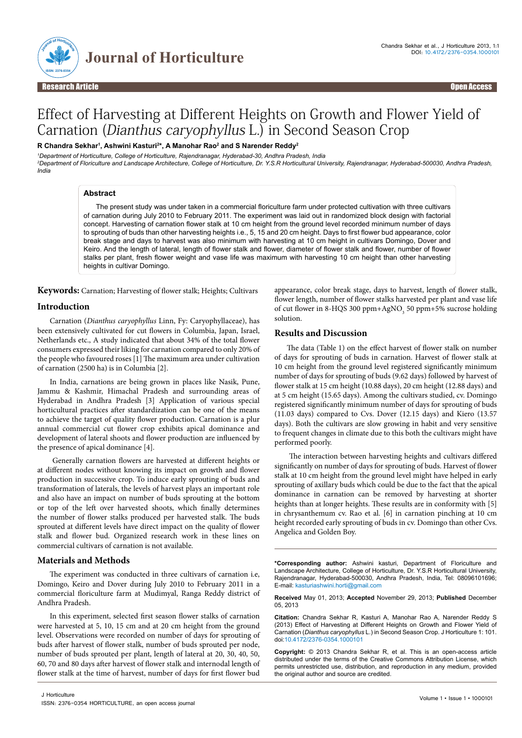Research Article — Open Access

# Effect of Harvesting at Different Heights on Growth and Flower Yield of Carnation (*Dianthus caryophyllus* L.) in Second Season Crop

**R Chandra Sekhar[1], Ashwini Kasturi[2*], A Manohar Rao[2] and S Narender Reddy[2]**

*[1]Department of Horticulture, College of Horticulture, Rajendranagar, Hyderabad-30, Andhra Pradesh, India*
*[2]Department of Floriculture and Landscape Architecture, College of Horticulture, Dr. Y.S.R Horticultural University, Rajendranagar, Hyderabad-500030, Andhra Pradesh, India*

## Abstract

The present study was under taken in a commercial floriculture farm under protected cultivation with three cultivars of carnation during July 2010 to February 2011. The experiment was laid out in randomized block design with factorial concept. Harvesting of carnation flower stalk at 10 cm height from the ground level recorded minimum number of days to sprouting of buds than other harvesting heights i.e., 5, 15 and 20 cm height. Days to first flower bud appearance, color break stage and days to harvest was also minimum with harvesting at 10 cm height in cultivars Domingo, Dover and Keiro. And the length of lateral, length of flower stalk and flower, diameter of flower stalk and flower, number of flower stalks per plant, fresh flower weight and vase life was maximum with harvesting 10 cm height than other harvesting heights in cultivar Domingo.

**Keywords:** Carnation; Harvesting of flower stalk; Heights; Cultivars

## Introduction

Carnation (*Dianthus caryophyllus* Linn, Fy: Caryophyllaceae), has been extensively cultivated for cut flowers in Columbia, Japan, Israel, Netherlands etc., A study indicated that about 34% of the total flower consumers expressed their liking for carnation compared to only 20% of the people who favoured roses [1] The maximum area under cultivation of carnation (2500 ha) is in Columbia [2].

In India, carnations are being grown in places like Nasik, Pune, Jammu & Kashmir, Himachal Pradesh and surrounding areas of Hyderabad in Andhra Pradesh [3] Application of various special horticultural practices after standardization can be one of the means to achieve the target of quality flower production. Carnation is a plur annual commercial cut flower crop exhibits apical dominance and development of lateral shoots and flower production are influenced by the presence of apical dominance [4].

Generally carnation flowers are harvested at different heights or at different nodes without knowing its impact on growth and flower production in successive crop. To induce early sprouting of buds and transformation of laterals, the levels of harvest plays an important role and also have an impact on number of buds sprouting at the bottom or top of the left over harvested shoots, which finally determines the number of flower stalks produced per harvested stalk. The buds sprouted at different levels have direct impact on the quality of flower stalk and flower bud. Organized research work in these lines on commercial cultivars of carnation is not available.

## Materials and Methods

The experiment was conducted in three cultivars of carnation i.e, Domingo, Keiro and Dover during July 2010 to February 2011 in a commercial floriculture farm at Mudimyal, Ranga Reddy district of Andhra Pradesh.

In this experiment, selected first season flower stalks of carnation were harvested at 5, 10, 15 cm and at 20 cm height from the ground level. Observations were recorded on number of days for sprouting of buds after harvest of flower stalk, number of buds sprouted per node, number of buds sprouted per plant, length of lateral at 20, 30, 40, 50, 60, 70 and 80 days after harvest of flower stalk and internodal length of flower stalk at the time of harvest, number of days for first flower bud appearance, color break stage, days to harvest, length of flower stalk, flower length, number of flower stalks harvested per plant and vase life of cut flower in 8-HQS 300 ppm+$AgNO_3$ 50 ppm+5% sucrose holding solution.

## Results and Discussion

The data (Table 1) on the effect harvest of flower stalk on number of days for sprouting of buds in carnation. Harvest of flower stalk at 10 cm height from the ground level registered significantly minimum number of days for sprouting of buds (9.62 days) followed by harvest of flower stalk at 15 cm height (10.88 days), 20 cm height (12.88 days) and at 5 cm height (15.65 days). Among the cultivars studied, cv. Domingo registered significantly minimum number of days for sprouting of buds (11.03 days) compared to Cvs. Dover (12.15 days) and Kiero (13.57 days). Both the cultivars are slow growing in habit and very sensitive to frequent changes in climate due to this both the cultivars might have performed poorly.

The interaction between harvesting heights and cultivars differed significantly on number of days for sprouting of buds. Harvest of flower stalk at 10 cm height from the ground level might have helped in early sprouting of axillary buds which could be due to the fact that the apical dominance in carnation can be removed by harvesting at shorter heights than at longer heights. These results are in conformity with [5] in chrysanthemum cv. Rao et al. [6] in carnation pinching at 10 cm height recorded early sprouting of buds in cv. Domingo than other Cvs. Angelica and Golden Boy.

---

**\*Corresponding author:** Ashwini kasturi, Department of Floriculture and Landscape Architecture, College of Horticulture, Dr. Y.S.R Horticultural University, Rajendranagar, Hyderabad-500030, Andhra Pradesh, India, Tel: 08096101696; E-mail: kasturiashwini.horti@gmail.com

**Received** May 01, 2013; **Accepted** November 29, 2013; **Published** December 05, 2013

**Citation:** Chandra Sekhar R, Kasturi A, Manohar Rao A, Narender Reddy S (2013) Effect of Harvesting at Different Heights on Growth and Flower Yield of Carnation (*Dianthus caryophyllus* L.) in Second Season Crop. J Horticulture 1: 101. doi:10.4172/2376-0354.1000101

**Copyright:** © 2013 Chandra Sekhar R, et al. This is an open-access article distributed under the terms of the Creative Commons Attribution License, which permits unrestricted use, distribution, and reproduction in any medium, provided the original author and source are credited.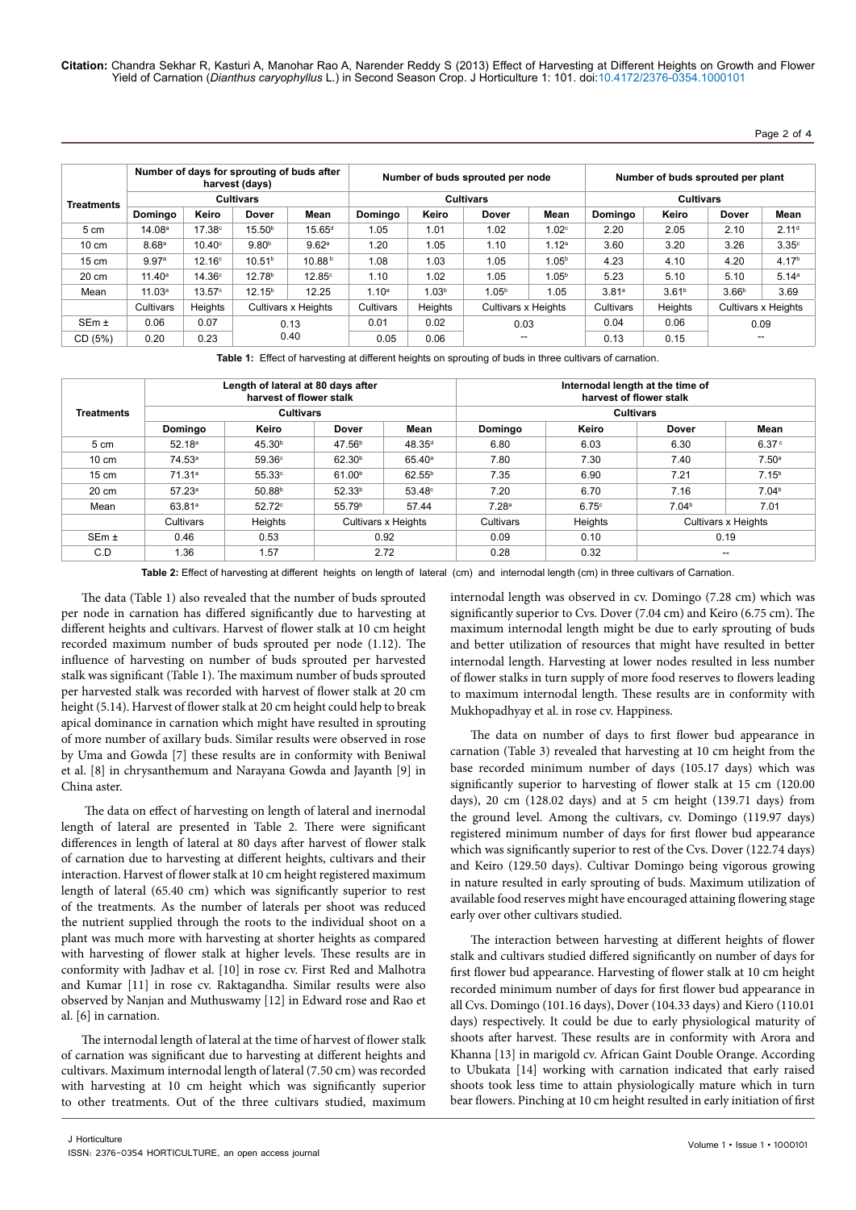| Treatments | Number of days for sprouting of buds after harvest (days) | | | | Number of buds sprouted per node | | | | Number of buds sprouted per plant | | | |
|---|---|---|---|---|---|---|---|---|---|---|---|---|
| | Cultivars | | | | Cultivars | | | | Cultivars | | | |
| | Domingo | Keiro | Dover | Mean | Domingo | Keiro | Dover | Mean | Domingo | Keiro | Dover | Mean |
| 5 cm | 14.08[a] | 17.38[c] | 15.50[b] | 15.65[d] | 1.05 | 1.01 | 1.02 | 1.02[c] | 2.20 | 2.05 | 2.10 | 2.11[d] |
| 10 cm | 8.68[a] | 10.40[c] | 9.80[b] | 9.62[a] | 1.20 | 1.05 | 1.10 | 1.12[a] | 3.60 | 3.20 | 3.26 | 3.35[c] |
| 15 cm | 9.97[a] | 12.16[c] | 10.51[b] | 10.88[b] | 1.08 | 1.03 | 1.05 | 1.05[b] | 4.23 | 4.10 | 4.20 | 4.17[b] |
| 20 cm | 11.40[a] | 14.36[c] | 12.78[b] | 12.85[c] | 1.10 | 1.02 | 1.05 | 1.05[b] | 5.23 | 5.10 | 5.10 | 5.14[a] |
| Mean | 11.03[a] | 13.57[c] | 12.15[b] | 12.25 | 1.10[a] | 1.03[b] | 1.05[b] | 1.05 | 3.81[a] | 3.61[b] | 3.66[b] | 3.69 |
| | Cultivars | Heights | Cultivars x Heights | | Cultivars | Heights | Cultivars x Heights | | Cultivars | Heights | Cultivars x Heights | |
| SEm ± | 0.06 | 0.07 | 0.13 | | 0.01 | 0.02 | 0.03 | | 0.04 | 0.06 | 0.09 | |
| CD (5%) | 0.20 | 0.23 | 0.40 | | 0.05 | 0.06 | -- | | 0.13 | 0.15 | -- | |

**Table 1:** Effect of harvesting at different heights on sprouting of buds in three cultivars of carnation.

| Treatments | Length of lateral at 80 days after harvest of flower stalk | | | | Internodal length at the time of harvest of flower stalk | | | |
|---|---|---|---|---|---|---|---|---|
| | Cultivars | | | | Cultivars | | | |
| | Domingo | Keiro | Dover | Mean | Domingo | Keiro | Dover | Mean |
| 5 cm | 52.18[a] | 45.30[b] | 47.56[b] | 48.35[d] | 6.80 | 6.03 | 6.30 | 6.37[c] |
| 10 cm | 74.53[a] | 59.36[c] | 62.30[b] | 65.40[a] | 7.80 | 7.30 | 7.40 | 7.50[a] |
| 15 cm | 71.31[a] | 55.33[c] | 61.00[b] | 62.55[b] | 7.35 | 6.90 | 7.21 | 7.15[b] |
| 20 cm | 57.23[a] | 50.88[b] | 52.33[b] | 53.48[c] | 7.20 | 6.70 | 7.16 | 7.04[b] |
| Mean | 63.81[a] | 52.72[c] | 55.79[b] | 57.44 | 7.28[a] | 6.75[c] | 7.04[b] | 7.01 |
| | Cultivars | Heights | Cultivars x Heights | | Cultivars | Heights | Cultivars x Heights | |
| SEm ± | 0.46 | 0.53 | 0.92 | | 0.09 | 0.10 | 0.19 | |
| C.D | 1.36 | 1.57 | 2.72 | | 0.28 | 0.32 | -- | |

**Table 2:** Effect of harvesting at different heights on length of lateral (cm) and internodal length (cm) in three cultivars of Carnation.

The data (Table 1) also revealed that the number of buds sprouted per node in carnation has differed significantly due to harvesting at different heights and cultivars. Harvest of flower stalk at 10 cm height recorded maximum number of buds sprouted per node (1.12). The influence of harvesting on number of buds sprouted per harvested stalk was significant (Table 1). The maximum number of buds sprouted per harvested stalk was recorded with harvest of flower stalk at 20 cm height (5.14). Harvest of flower stalk at 20 cm height could help to break apical dominance in carnation which might have resulted in sprouting of more number of axillary buds. Similar results were observed in rose by Uma and Gowda [7] these results are in conformity with Beniwal et al. [8] in chrysanthemum and Narayana Gowda and Jayanth [9] in China aster.

The data on effect of harvesting on length of lateral and inernodal length of lateral are presented in Table 2. There were significant differences in length of lateral at 80 days after harvest of flower stalk of carnation due to harvesting at different heights, cultivars and their interaction. Harvest of flower stalk at 10 cm height registered maximum length of lateral (65.40 cm) which was significantly superior to rest of the treatments. As the number of laterals per shoot was reduced the nutrient supplied through the roots to the individual shoot on a plant was much more with harvesting at shorter heights as compared with harvesting of flower stalk at higher levels. These results are in conformity with Jadhav et al. [10] in rose cv. First Red and Malhotra and Kumar [11] in rose cv. Raktagandha. Similar results were also observed by Nanjan and Muthuswamy [12] in Edward rose and Rao et al. [6] in carnation.

The internodal length of lateral at the time of harvest of flower stalk of carnation was significant due to harvesting at different heights and cultivars. Maximum internodal length of lateral (7.50 cm) was recorded with harvesting at 10 cm height which was significantly superior to other treatments. Out of the three cultivars studied, maximum internodal length was observed in cv. Domingo (7.28 cm) which was significantly superior to Cvs. Dover (7.04 cm) and Keiro (6.75 cm). The maximum internodal length might be due to early sprouting of buds and better utilization of resources that might have resulted in better internodal length. Harvesting at lower nodes resulted in less number of flower stalks in turn supply of more food reserves to flowers leading to maximum internodal length. These results are in conformity with Mukhopadhyay et al. in rose cv. Happiness.

The data on number of days to first flower bud appearance in carnation (Table 3) revealed that harvesting at 10 cm height from the base recorded minimum number of days (105.17 days) which was significantly superior to harvesting of flower stalk at 15 cm (120.00 days), 20 cm (128.02 days) and at 5 cm height (139.71 days) from the ground level. Among the cultivars, cv. Domingo (119.97 days) registered minimum number of days for first flower bud appearance which was significantly superior to rest of the Cvs. Dover (122.74 days) and Keiro (129.50 days). Cultivar Domingo being vigorous growing in nature resulted in early sprouting of buds. Maximum utilization of available food reserves might have encouraged attaining flowering stage early over other cultivars studied.

The interaction between harvesting at different heights of flower stalk and cultivars studied differed significantly on number of days for first flower bud appearance. Harvesting of flower stalk at 10 cm height recorded minimum number of days for first flower bud appearance in all Cvs. Domingo (101.16 days), Dover (104.33 days) and Kiero (110.01 days) respectively. It could be due to early physiological maturity of shoots after harvest. These results are in conformity with Arora and Khanna [13] in marigold cv. African Gaint Double Orange. According to Ubukata [14] working with carnation indicated that early raised shoots took less time to attain physiologically mature which in turn bear flowers. Pinching at 10 cm height resulted in early initiation of first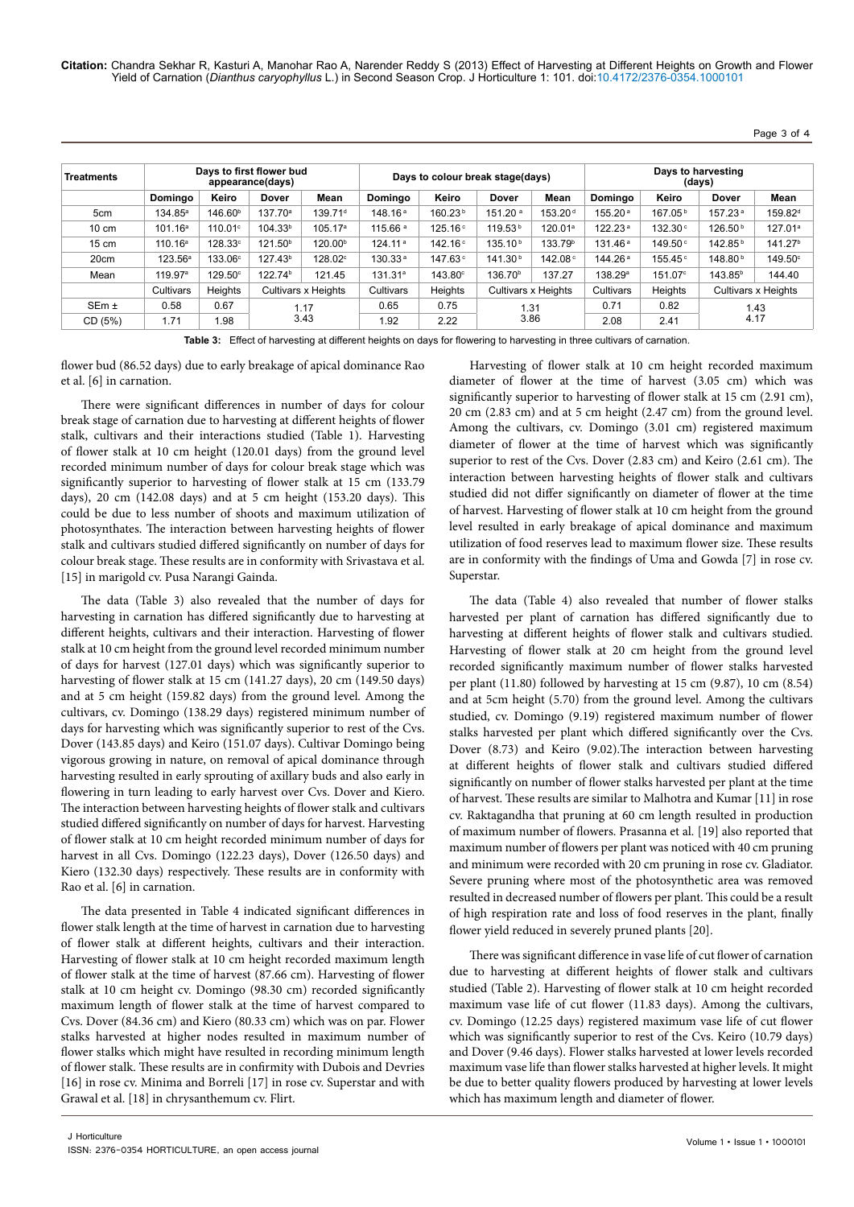| Treatments | Days to first flower bud appearance(days) | | | | Days to colour break stage(days) | | | | Days to harvesting (days) | | | |
|---|---|---|---|---|---|---|---|---|---|---|---|---|
| | Domingo | Keiro | Dover | Mean | Domingo | Keiro | Dover | Mean | Domingo | Keiro | Dover | Mean |
| 5cm | 134.85[a] | 146.60[b] | 137.70[a] | 139.71[d] | 148.16[a] | 160.23[b] | 151.20[a] | 153.20[d] | 155.20[a] | 167.05[b] | 157.23[a] | 159.82[d] |
| 10 cm | 101.16[a] | 110.01[c] | 104.33[b] | 105.17[a] | 115.66[a] | 125.16[c] | 119.53[b] | 120.01[a] | 122.23[a] | 132.30[c] | 126.50[b] | 127.01[a] |
| 15 cm | 110.16[a] | 128.33[c] | 121.50[b] | 120.00[b] | 124.11[a] | 142.16[c] | 135.10[b] | 133.79[b] | 131.46[a] | 149.50[c] | 142.85[b] | 141.27[b] |
| 20cm | 123.56[a] | 133.06[c] | 127.43[b] | 128.02[c] | 130.33[a] | 147.63[c] | 141.30[b] | 142.08[c] | 144.26[a] | 155.45[c] | 148.80[b] | 149.50[c] |
| Mean | 119.97[a] | 129.50[c] | 122.74[b] | 121.45 | 131.31[a] | 143.80[c] | 136.70[b] | 137.27 | 138.29[a] | 151.07[c] | 143.85[b] | 144.40 |
| | Cultivars | Heights | Cultivars x Heights | | Cultivars | Heights | Cultivars x Heights | | Cultivars | Heights | Cultivars x Heights | |
| SEm ± | 0.58 | 0.67 | 1.17 | | 0.65 | 0.75 | 1.31 | | 0.71 | 0.82 | 1.43 | |
| CD (5%) | 1.71 | 1.98 | 3.43 | | 1.92 | 2.22 | 3.86 | | 2.08 | 2.41 | 4.17 | |

**Table 3:** Effect of harvesting at different heights on days for flowering to harvesting in three cultivars of carnation.

flower bud (86.52 days) due to early breakage of apical dominance Rao et al. [6] in carnation.

There were significant differences in number of days for colour break stage of carnation due to harvesting at different heights of flower stalk, cultivars and their interactions studied (Table 1). Harvesting of flower stalk at 10 cm height (120.01 days) from the ground level recorded minimum number of days for colour break stage which was significantly superior to harvesting of flower stalk at 15 cm (133.79 days), 20 cm (142.08 days) and at 5 cm height (153.20 days). This could be due to less number of shoots and maximum utilization of photosynthates. The interaction between harvesting heights of flower stalk and cultivars studied differed significantly on number of days for colour break stage. These results are in conformity with Srivastava et al. [15] in marigold cv. Pusa Narangi Gainda.

The data (Table 3) also revealed that the number of days for harvesting in carnation has differed significantly due to harvesting at different heights, cultivars and their interaction. Harvesting of flower stalk at 10 cm height from the ground level recorded minimum number of days for harvest (127.01 days) which was significantly superior to harvesting of flower stalk at 15 cm (141.27 days), 20 cm (149.50 days) and at 5 cm height (159.82 days) from the ground level. Among the cultivars, cv. Domingo (138.29 days) registered minimum number of days for harvesting which was significantly superior to rest of the Cvs. Dover (143.85 days) and Keiro (151.07 days). Cultivar Domingo being vigorous growing in nature, on removal of apical dominance through harvesting resulted in early sprouting of axillary buds and also early in flowering in turn leading to early harvest over Cvs. Dover and Kiero. The interaction between harvesting heights of flower stalk and cultivars studied differed significantly on number of days for harvest. Harvesting of flower stalk at 10 cm height recorded minimum number of days for harvest in all Cvs. Domingo (122.23 days), Dover (126.50 days) and Kiero (132.30 days) respectively. These results are in conformity with Rao et al. [6] in carnation.

The data presented in Table 4 indicated significant differences in flower stalk length at the time of harvest in carnation due to harvesting of flower stalk at different heights, cultivars and their interaction. Harvesting of flower stalk at 10 cm height recorded maximum length of flower stalk at the time of harvest (87.66 cm). Harvesting of flower stalk at 10 cm height cv. Domingo (98.30 cm) recorded significantly maximum length of flower stalk at the time of harvest compared to Cvs. Dover (84.36 cm) and Kiero (80.33 cm) which was on par. Flower stalks harvested at higher nodes resulted in maximum number of flower stalks which might have resulted in recording minimum length of flower stalk. These results are in confirmity with Dubois and Devries [16] in rose cv. Minima and Borreli [17] in rose cv. Superstar and with Grawal et al. [18] in chrysanthemum cv. Flirt.

Harvesting of flower stalk at 10 cm height recorded maximum diameter of flower at the time of harvest (3.05 cm) which was significantly superior to harvesting of flower stalk at 15 cm (2.91 cm), 20 cm (2.83 cm) and at 5 cm height (2.47 cm) from the ground level. Among the cultivars, cv. Domingo (3.01 cm) registered maximum diameter of flower at the time of harvest which was significantly superior to rest of the Cvs. Dover (2.83 cm) and Keiro (2.61 cm). The interaction between harvesting heights of flower stalk and cultivars studied did not differ significantly on diameter of flower at the time of harvest. Harvesting of flower stalk at 10 cm height from the ground level resulted in early breakage of apical dominance and maximum utilization of food reserves lead to maximum flower size. These results are in conformity with the findings of Uma and Gowda [7] in rose cv. Superstar.

The data (Table 4) also revealed that number of flower stalks harvested per plant of carnation has differed significantly due to harvesting at different heights of flower stalk and cultivars studied. Harvesting of flower stalk at 20 cm height from the ground level recorded significantly maximum number of flower stalks harvested per plant (11.80) followed by harvesting at 15 cm (9.87), 10 cm (8.54) and at 5cm height (5.70) from the ground level. Among the cultivars studied, cv. Domingo (9.19) registered maximum number of flower stalks harvested per plant which differed significantly over the Cvs. Dover (8.73) and Keiro (9.02).The interaction between harvesting at different heights of flower stalk and cultivars studied differed significantly on number of flower stalks harvested per plant at the time of harvest. These results are similar to Malhotra and Kumar [11] in rose cv. Raktagandha that pruning at 60 cm length resulted in production of maximum number of flowers. Prasanna et al. [19] also reported that maximum number of flowers per plant was noticed with 40 cm pruning and minimum were recorded with 20 cm pruning in rose cv. Gladiator. Severe pruning where most of the photosynthetic area was removed resulted in decreased number of flowers per plant. This could be a result of high respiration rate and loss of food reserves in the plant, finally flower yield reduced in severely pruned plants [20].

There was significant difference in vase life of cut flower of carnation due to harvesting at different heights of flower stalk and cultivars studied (Table 2). Harvesting of flower stalk at 10 cm height recorded maximum vase life of cut flower (11.83 days). Among the cultivars, cv. Domingo (12.25 days) registered maximum vase life of cut flower which was significantly superior to rest of the Cvs. Keiro (10.79 days) and Dover (9.46 days). Flower stalks harvested at lower levels recorded maximum vase life than flower stalks harvested at higher levels. It might be due to better quality flowers produced by harvesting at lower levels which has maximum length and diameter of flower.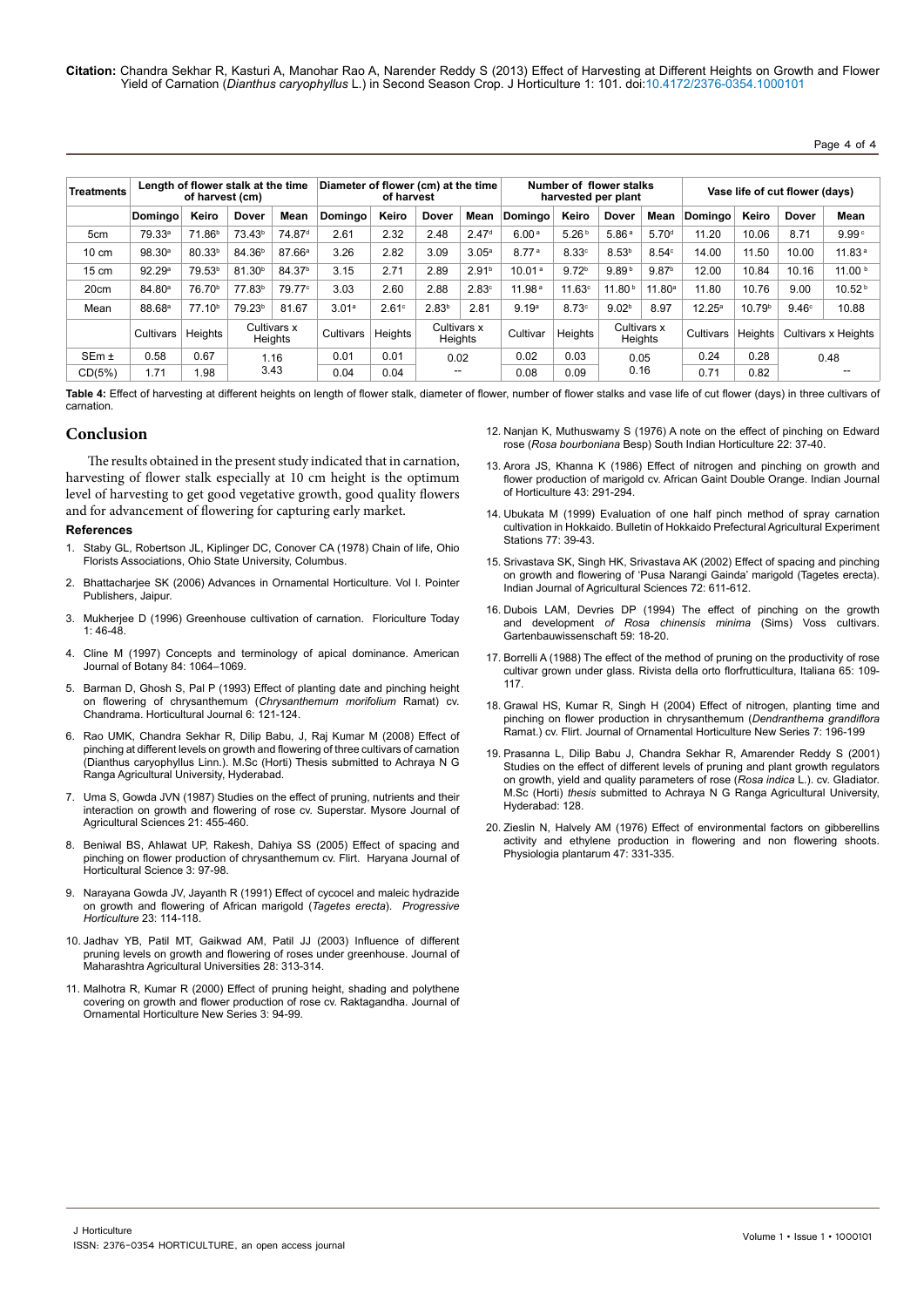| Treatments | Length of flower stalk at the time of harvest (cm) | | | | Diameter of flower (cm) at the time of harvest | | | | Number of flower stalks harvested per plant | | | | Vase life of cut flower (days) | | | |
|---|---|---|---|---|---|---|---|---|---|---|---|---|---|---|---|---|
| | Domingo | Keiro | Dover | Mean | Domingo | Keiro | Dover | Mean | Domingo | Keiro | Dover | Mean | Domingo | Keiro | Dover | Mean |
| 5cm | 79.33[a] | 71.86[b] | 73.43[b] | 74.87[d] | 2.61 | 2.32 | 2.48 | 2.47[d] | 6.00[a] | 5.26[b] | 5.86[a] | 5.70[d] | 11.20 | 10.06 | 8.71 | 9.99[c] |
| 10 cm | 98.30[a] | 80.33[b] | 84.36[b] | 87.66[a] | 3.26 | 2.82 | 3.09 | 3.05[a] | 8.77[a] | 8.33[c] | 8.53[b] | 8.54[c] | 14.00 | 11.50 | 10.00 | 11.83[a] |
| 15 cm | 92.29[a] | 79.53[b] | 81.30[b] | 84.37[b] | 3.15 | 2.71 | 2.89 | 2.91[b] | 10.01[a] | 9.72[b] | 9.89[b] | 9.87[b] | 12.00 | 10.84 | 10.16 | 11.00[b] |
| 20cm | 84.80[a] | 76.70[b] | 77.83[b] | 79.77[c] | 3.03 | 2.60 | 2.88 | 2.83[c] | 11.98[a] | 11.63[c] | 11.80[b] | 11.80[a] | 11.80 | 10.76 | 9.00 | 10.52[b] |
| Mean | 88.68[a] | 77.10[b] | 79.23[b] | 81.67 | 3.01[a] | 2.61[c] | 2.83[b] | 2.81 | 9.19[a] | 8.73[c] | 9.02[b] | 8.97 | 12.25[a] | 10.79[b] | 9.46[c] | 10.88 |
| | Cultivars | Heights | Cultivars x Heights | | Cultivars | Heights | Cultivars x Heights | | Cultivar | Heights | Cultivars x Heights | | Cultivars | Heights | Cultivars x Heights | |
| SEm ± | 0.58 | 0.67 | 1.16 | | 0.01 | 0.01 | 0.02 | | 0.02 | 0.03 | 0.05 | | 0.24 | 0.28 | 0.48 | |
| CD(5%) | 1.71 | 1.98 | 3.43 | | 0.04 | 0.04 | -- | | 0.08 | 0.09 | 0.16 | | 0.71 | 0.82 | -- | |

**Table 4:** Effect of harvesting at different heights on length of flower stalk, diameter of flower, number of flower stalks and vase life of cut flower (days) in three cultivars of carnation.

## Conclusion

The results obtained in the present study indicated that in carnation, harvesting of flower stalk especially at 10 cm height is the optimum level of harvesting to get good vegetative growth, good quality flowers and for advancement of flowering for capturing early market.

### References

1. Staby GL, Robertson JL, Kiplinger DC, Conover CA (1978) Chain of life, Ohio Florists Associations, Ohio State University, Columbus.
2. Bhattacharjee SK (2006) Advances in Ornamental Horticulture. Vol I. Pointer Publishers, Jaipur.
3. Mukherjee D (1996) Greenhouse cultivation of carnation. Floriculture Today 1: 46-48.
4. Cline M (1997) Concepts and terminology of apical dominance. American Journal of Botany 84: 1064–1069.
5. Barman D, Ghosh S, Pal P (1993) Effect of planting date and pinching height on flowering of chrysanthemum (*Chrysanthemum morifolium* Ramat) cv. Chandrama. Horticultural Journal 6: 121-124.
6. Rao UMK, Chandra Sekhar R, Dilip Babu, J, Raj Kumar M (2008) Effect of pinching at different levels on growth and flowering of three cultivars of carnation (Dianthus caryophyllus Linn.). M.Sc (Horti) Thesis submitted to Achraya N G Ranga Agricultural University, Hyderabad.
7. Uma S, Gowda JVN (1987) Studies on the effect of pruning, nutrients and their interaction on growth and flowering of rose cv. Superstar. Mysore Journal of Agricultural Sciences 21: 455-460.
8. Beniwal BS, Ahlawat UP, Rakesh, Dahiya SS (2005) Effect of spacing and pinching on flower production of chrysanthemum cv. Flirt. Haryana Journal of Horticultural Science 3: 97-98.
9. Narayana Gowda JV, Jayanth R (1991) Effect of cycocel and maleic hydrazide on growth and flowering of African marigold (*Tagetes erecta*). *Progressive Horticulture* 23: 114-118.
10. Jadhav YB, Patil MT, Gaikwad AM, Patil JJ (2003) Influence of different pruning levels on growth and flowering of roses under greenhouse. Journal of Maharashtra Agricultural Universities 28: 313-314.
11. Malhotra R, Kumar R (2000) Effect of pruning height, shading and polythene covering on growth and flower production of rose cv. Raktagandha. Journal of Ornamental Horticulture New Series 3: 94-99.
12. Nanjan K, Muthuswamy S (1976) A note on the effect of pinching on Edward rose (*Rosa bourboniana* Besp) South Indian Horticulture 22: 37-40.
13. Arora JS, Khanna K (1986) Effect of nitrogen and pinching on growth and flower production of marigold cv. African Gaint Double Orange. Indian Journal of Horticulture 43: 291-294.
14. Ubukata M (1999) Evaluation of one half pinch method of spray carnation cultivation in Hokkaido. Bulletin of Hokkaido Prefectural Agricultural Experiment Stations 77: 39-43.
15. Srivastava SK, Singh HK, Srivastava AK (2002) Effect of spacing and pinching on growth and flowering of 'Pusa Narangi Gainda' marigold (Tagetes erecta). Indian Journal of Agricultural Sciences 72: 611-612.
16. Dubois LAM, Devries DP (1994) The effect of pinching on the growth and development *of Rosa chinensis minima* (Sims) Voss cultivars. Gartenbauwissenschaft 59: 18-20.
17. Borrelli A (1988) The effect of the method of pruning on the productivity of rose cultivar grown under glass. Rivista della orto florfrutticultura, Italiana 65: 109-117.
18. Grawal HS, Kumar R, Singh H (2004) Effect of nitrogen, planting time and pinching on flower production in chrysanthemum (*Dendranthema grandiflora* Ramat.) cv. Flirt. Journal of Ornamental Horticulture New Series 7: 196-199
19. Prasanna L, Dilip Babu J, Chandra Sekhar R, Amarender Reddy S (2001) Studies on the effect of different levels of pruning and plant growth regulators on growth, yield and quality parameters of rose (*Rosa indica* L.). cv. Gladiator. M.Sc (Horti) *thesis* submitted to Achraya N G Ranga Agricultural University, Hyderabad: 128.
20. Zieslin N, Halvely AM (1976) Effect of environmental factors on gibberellins activity and ethylene production in flowering and non flowering shoots. Physiologia plantarum 47: 331-335.